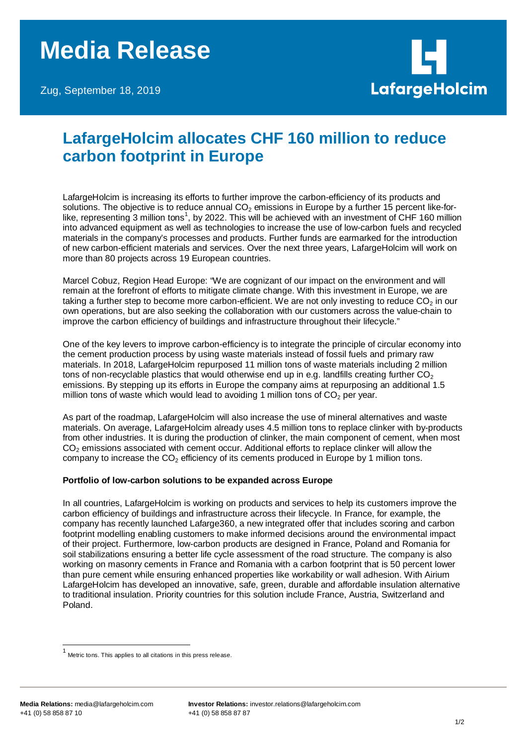# Media Release

Zug, September 18, 2019

LafargeHolcim

## LafargeHolcim allocates CHF 160 million to reduce carbon footprint in Europe

LafargeHolcim is increasing its efforts to further improve the carbon-efficiency of its products and solutions. The objective is to reduce annual $CO_2$ emissions in Europe by a further 15 percent like-for-like, representing 3 million tons[1], by 2022. This will be achieved with an investment of CHF 160 million into advanced equipment as well as technologies to increase the use of low-carbon fuels and recycled materials in the company's processes and products. Further funds are earmarked for the introduction of new carbon-efficient materials and services. Over the next three years, LafargeHolcim will work on more than 80 projects across 19 European countries.

Marcel Cobuz, Region Head Europe: "We are cognizant of our impact on the environment and will remain at the forefront of efforts to mitigate climate change. With this investment in Europe, we are taking a further step to become more carbon-efficient. We are not only investing to reduce $CO_2$ in our own operations, but are also seeking the collaboration with our customers across the value-chain to improve the carbon efficiency of buildings and infrastructure throughout their lifecycle."

One of the key levers to improve carbon-efficiency is to integrate the principle of circular economy into the cement production process by using waste materials instead of fossil fuels and primary raw materials. In 2018, LafargeHolcim repurposed 11 million tons of waste materials including 2 million tons of non-recyclable plastics that would otherwise end up in e.g. landfills creating further $CO_2$ emissions. By stepping up its efforts in Europe the company aims at repurposing an additional 1.5 million tons of waste which would lead to avoiding 1 million tons of $CO_2$ per year.

As part of the roadmap, LafargeHolcim will also increase the use of mineral alternatives and waste materials. On average, LafargeHolcim already uses 4.5 million tons to replace clinker with by-products from other industries. It is during the production of clinker, the main component of cement, when most $CO_2$ emissions associated with cement occur. Additional efforts to replace clinker will allow the company to increase the $CO_2$ efficiency of its cements produced in Europe by 1 million tons.

**Portfolio of low-carbon solutions to be expanded across Europe**

In all countries, LafargeHolcim is working on products and services to help its customers improve the carbon efficiency of buildings and infrastructure across their lifecycle. In France, for example, the company has recently launched Lafarge360, a new integrated offer that includes scoring and carbon footprint modelling enabling customers to make informed decisions around the environmental impact of their project. Furthermore, low-carbon products are designed in France, Poland and Romania for soil stabilizations ensuring a better life cycle assessment of the road structure. The company is also working on masonry cements in France and Romania with a carbon footprint that is 50 percent lower than pure cement while ensuring enhanced properties like workability or wall adhesion. With Airium LafargeHolcim has developed an innovative, safe, green, durable and affordable insulation alternative to traditional insulation. Priority countries for this solution include France, Austria, Switzerland and Poland.

---

[1] Metric tons. This applies to all citations in this press release.

**Media Relations:** media@lafargeholcim.com
+41 (0) 58 858 87 10

**Investor Relations:** investor.relations@lafargeholcim.com
+41 (0) 58 858 87 87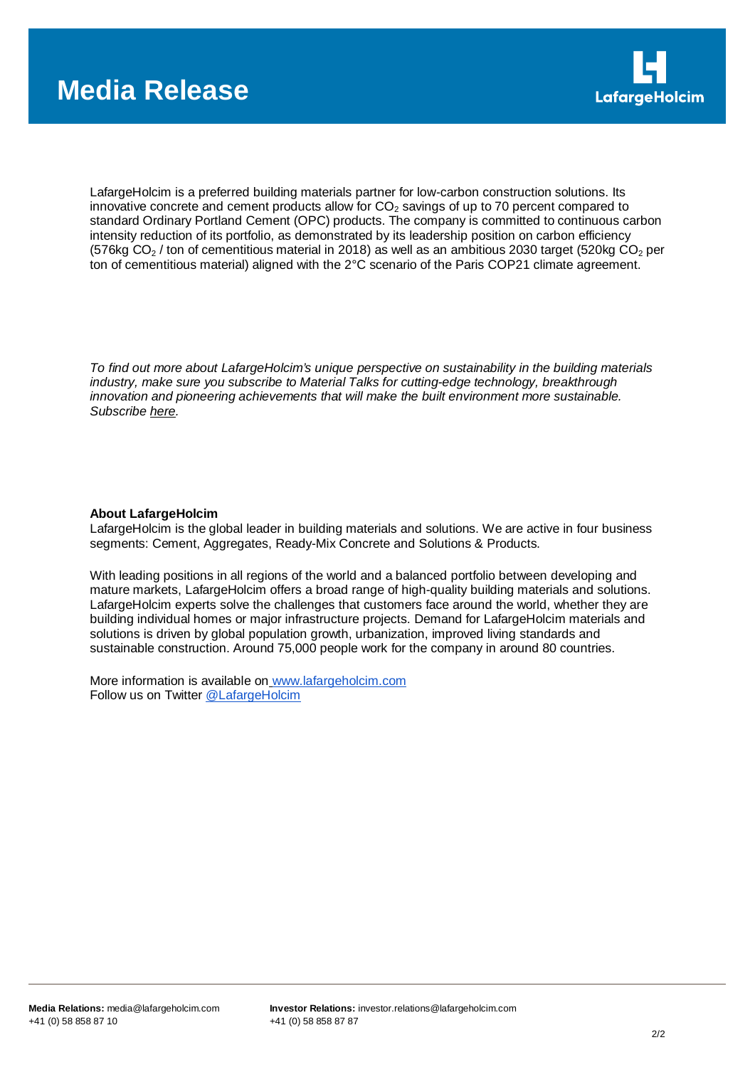# Media Release

LafargeHolcim is a preferred building materials partner for low-carbon construction solutions. Its innovative concrete and cement products allow for $CO_2$ savings of up to 70 percent compared to standard Ordinary Portland Cement (OPC) products. The company is committed to continuous carbon intensity reduction of its portfolio, as demonstrated by its leadership position on carbon efficiency (576kg $CO_2$ / ton of cementitious material in 2018) as well as an ambitious 2030 target (520kg $CO_2$ per ton of cementitious material) aligned with the 2°C scenario of the Paris COP21 climate agreement.

*To find out more about LafargeHolcim's unique perspective on sustainability in the building materials industry, make sure you subscribe to Material Talks for cutting-edge technology, breakthrough innovation and pioneering achievements that will make the built environment more sustainable. Subscribe here.*

**About LafargeHolcim**

LafargeHolcim is the global leader in building materials and solutions. We are active in four business segments: Cement, Aggregates, Ready-Mix Concrete and Solutions & Products.

With leading positions in all regions of the world and a balanced portfolio between developing and mature markets, LafargeHolcim offers a broad range of high-quality building materials and solutions. LafargeHolcim experts solve the challenges that customers face around the world, whether they are building individual homes or major infrastructure projects. Demand for LafargeHolcim materials and solutions is driven by global population growth, urbanization, improved living standards and sustainable construction. Around 75,000 people work for the company in around 80 countries.

More information is available on www.lafargeholcim.com
Follow us on Twitter @LafargeHolcim

**Media Relations:** media@lafargeholcim.com
+41 (0) 58 858 87 10

**Investor Relations:** investor.relations@lafargeholcim.com
+41 (0) 58 858 87 87